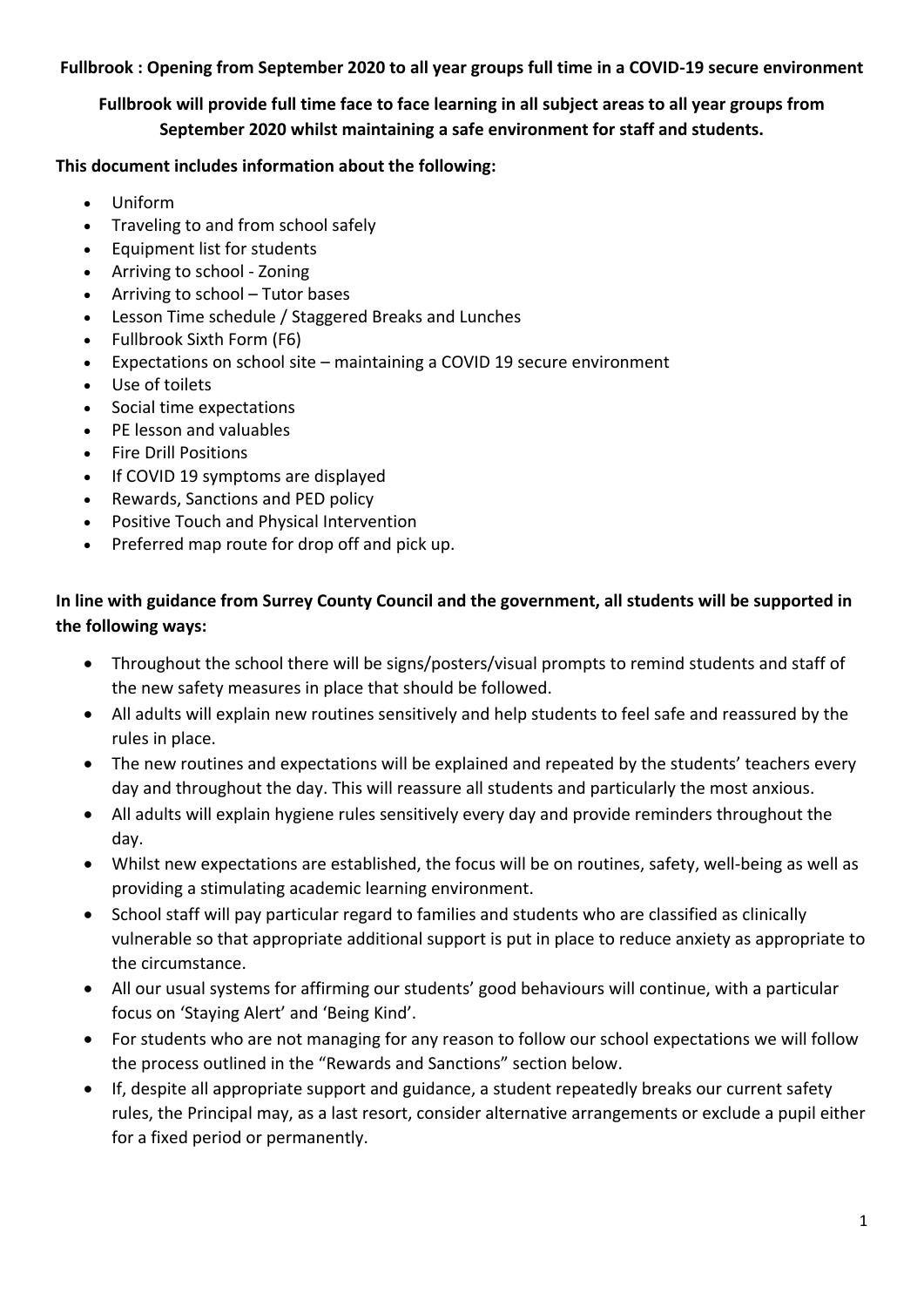**Fullbrook : Opening from September 2020 to all year groups full time in a COVID-19 secure environment**

**Fullbrook will provide full time face to face learning in all subject areas to all year groups from September 2020 whilst maintaining a safe environment for staff and students.**

**This document includes information about the following:**

- Uniform
- Traveling to and from school safely
- Equipment list for students
- Arriving to school - Zoning
- Arriving to school – Tutor bases
- Lesson Time schedule / Staggered Breaks and Lunches
- Fullbrook Sixth Form (F6)
- Expectations on school site – maintaining a COVID 19 secure environment
- Use of toilets
- Social time expectations
- PE lesson and valuables
- Fire Drill Positions
- If COVID 19 symptoms are displayed
- Rewards, Sanctions and PED policy
- Positive Touch and Physical Intervention
- Preferred map route for drop off and pick up.

**In line with guidance from Surrey County Council and the government, all students will be supported in the following ways:**

- Throughout the school there will be signs/posters/visual prompts to remind students and staff of the new safety measures in place that should be followed.
- All adults will explain new routines sensitively and help students to feel safe and reassured by the rules in place.
- The new routines and expectations will be explained and repeated by the students' teachers every day and throughout the day. This will reassure all students and particularly the most anxious.
- All adults will explain hygiene rules sensitively every day and provide reminders throughout the day.
- Whilst new expectations are established, the focus will be on routines, safety, well-being as well as providing a stimulating academic learning environment.
- School staff will pay particular regard to families and students who are classified as clinically vulnerable so that appropriate additional support is put in place to reduce anxiety as appropriate to the circumstance.
- All our usual systems for affirming our students' good behaviours will continue, with a particular focus on 'Staying Alert' and 'Being Kind'.
- For students who are not managing for any reason to follow our school expectations we will follow the process outlined in the "Rewards and Sanctions" section below.
- If, despite all appropriate support and guidance, a student repeatedly breaks our current safety rules, the Principal may, as a last resort, consider alternative arrangements or exclude a pupil either for a fixed period or permanently.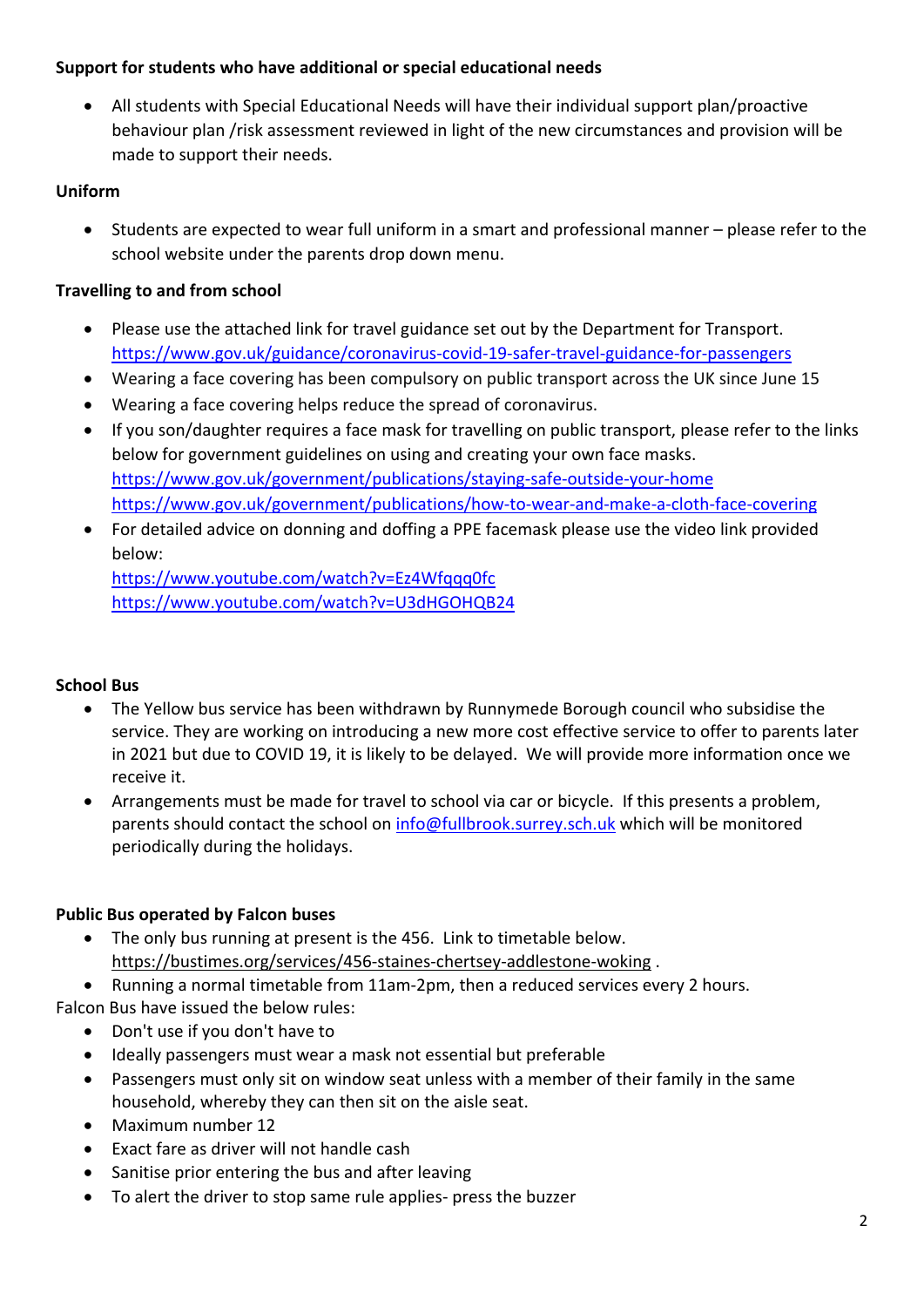**Support for students who have additional or special educational needs**

- All students with Special Educational Needs will have their individual support plan/proactive behaviour plan /risk assessment reviewed in light of the new circumstances and provision will be made to support their needs.

**Uniform**

- Students are expected to wear full uniform in a smart and professional manner – please refer to the school website under the parents drop down menu.

**Travelling to and from school**

- Please use the attached link for travel guidance set out by the Department for Transport. https://www.gov.uk/guidance/coronavirus-covid-19-safer-travel-guidance-for-passengers
- Wearing a face covering has been compulsory on public transport across the UK since June 15
- Wearing a face covering helps reduce the spread of coronavirus.
- If you son/daughter requires a face mask for travelling on public transport, please refer to the links below for government guidelines on using and creating your own face masks. https://www.gov.uk/government/publications/staying-safe-outside-your-home https://www.gov.uk/government/publications/how-to-wear-and-make-a-cloth-face-covering
- For detailed advice on donning and doffing a PPE facemask please use the video link provided below:
  https://www.youtube.com/watch?v=Ez4Wfqqq0fc
  https://www.youtube.com/watch?v=U3dHGOHQB24

**School Bus**

- The Yellow bus service has been withdrawn by Runnymede Borough council who subsidise the service. They are working on introducing a new more cost effective service to offer to parents later in 2021 but due to COVID 19, it is likely to be delayed. We will provide more information once we receive it.
- Arrangements must be made for travel to school via car or bicycle. If this presents a problem, parents should contact the school on info@fullbrook.surrey.sch.uk which will be monitored periodically during the holidays.

**Public Bus operated by Falcon buses**

- The only bus running at present is the 456. Link to timetable below. https://bustimes.org/services/456-staines-chertsey-addlestone-woking .
- Running a normal timetable from 11am-2pm, then a reduced services every 2 hours.

Falcon Bus have issued the below rules:

- Don't use if you don't have to
- Ideally passengers must wear a mask not essential but preferable
- Passengers must only sit on window seat unless with a member of their family in the same household, whereby they can then sit on the aisle seat.
- Maximum number 12
- Exact fare as driver will not handle cash
- Sanitise prior entering the bus and after leaving
- To alert the driver to stop same rule applies- press the buzzer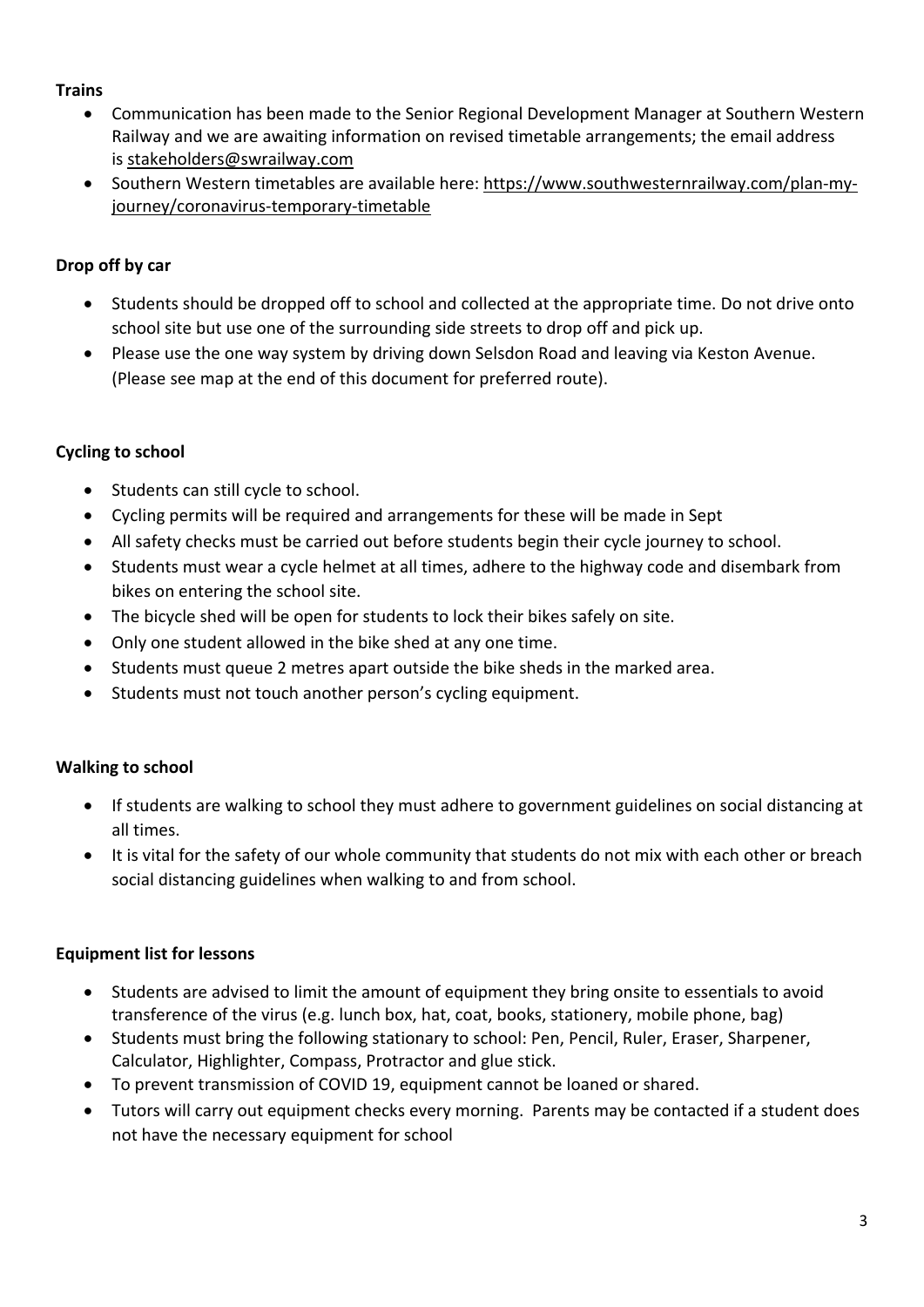**Trains**

- Communication has been made to the Senior Regional Development Manager at Southern Western Railway and we are awaiting information on revised timetable arrangements; the email address is stakeholders@swrailway.com
- Southern Western timetables are available here: https://www.southwesternrailway.com/plan-my-journey/coronavirus-temporary-timetable

**Drop off by car**

- Students should be dropped off to school and collected at the appropriate time. Do not drive onto school site but use one of the surrounding side streets to drop off and pick up.
- Please use the one way system by driving down Selsdon Road and leaving via Keston Avenue. (Please see map at the end of this document for preferred route).

**Cycling to school**

- Students can still cycle to school.
- Cycling permits will be required and arrangements for these will be made in Sept
- All safety checks must be carried out before students begin their cycle journey to school.
- Students must wear a cycle helmet at all times, adhere to the highway code and disembark from bikes on entering the school site.
- The bicycle shed will be open for students to lock their bikes safely on site.
- Only one student allowed in the bike shed at any one time.
- Students must queue 2 metres apart outside the bike sheds in the marked area.
- Students must not touch another person's cycling equipment.

**Walking to school**

- If students are walking to school they must adhere to government guidelines on social distancing at all times.
- It is vital for the safety of our whole community that students do not mix with each other or breach social distancing guidelines when walking to and from school.

**Equipment list for lessons**

- Students are advised to limit the amount of equipment they bring onsite to essentials to avoid transference of the virus (e.g. lunch box, hat, coat, books, stationery, mobile phone, bag)
- Students must bring the following stationary to school: Pen, Pencil, Ruler, Eraser, Sharpener, Calculator, Highlighter, Compass, Protractor and glue stick.
- To prevent transmission of COVID 19, equipment cannot be loaned or shared.
- Tutors will carry out equipment checks every morning. Parents may be contacted if a student does not have the necessary equipment for school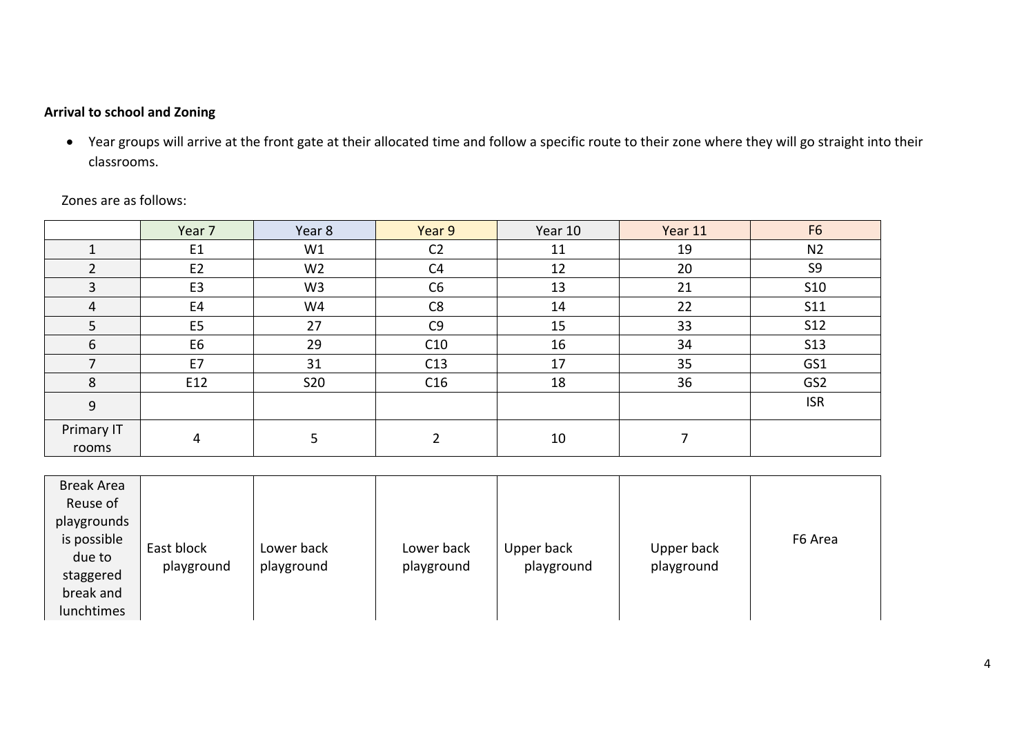**Arrival to school and Zoning**

- Year groups will arrive at the front gate at their allocated time and follow a specific route to their zone where they will go straight into their classrooms.

Zones are as follows:

| | Year 7 | Year 8 | Year 9 | Year 10 | Year 11 | F6 |
|---|---|---|---|---|---|---|
| 1 | E1 | W1 | C2 | 11 | 19 | N2 |
| 2 | E2 | W2 | C4 | 12 | 20 | S9 |
| 3 | E3 | W3 | C6 | 13 | 21 | S10 |
| 4 | E4 | W4 | C8 | 14 | 22 | S11 |
| 5 | E5 | 27 | C9 | 15 | 33 | S12 |
| 6 | E6 | 29 | C10 | 16 | 34 | S13 |
| 7 | E7 | 31 | C13 | 17 | 35 | GS1 |
| 8 | E12 | S20 | C16 | 18 | 36 | GS2 |
| 9 | | | | | | ISR |
| Primary IT rooms | 4 | 5 | 2 | 10 | 7 | |
| Break Area Reuse of playgrounds is possible due to staggered break and lunchtimes | East block playground | Lower back playground | Lower back playground | Upper back playground | Upper back playground | F6 Area |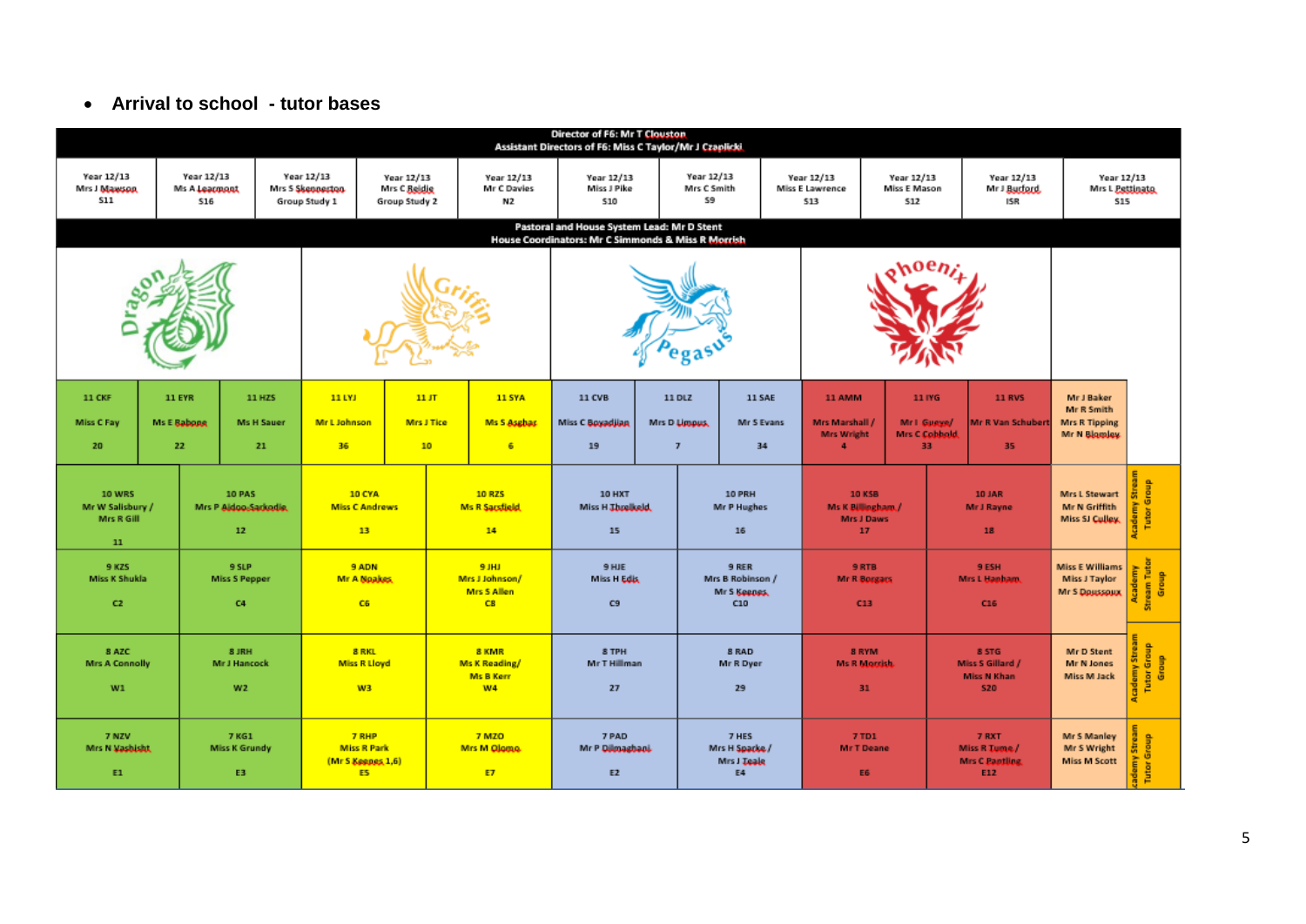- **Arrival to school - tutor bases**

**Director of F6: Mr T Clouston**
**Assistant Directors of F6: Miss C Taylor/Mr J Czaplicki**

| Year 12/13 | Year 12/13 | Year 12/13 | Year 12/13 | Year 12/13 | Year 12/13 | Year 12/13 | Year 12/13 | Year 12/13 | Year 12/13 | Year 12/13 |
|---|---|---|---|---|---|---|---|---|---|---|
| Mrs J Mawson | Ms A Learmont | Mrs S Skennerton | Mrs C Beidle | Mr C Davies | Miss J Pike | Mrs C Smith | Miss E Lawrence | Miss E Mason | Mr J Burford | Mrs L Pettinato |
| S11 | S16 | Group Study 1 | Group Study 2 | N2 | S10 | S9 | S13 | S12 | ISR | S15 |

**Pastoral and House System Lead: Mr D Stent**
**House Coordinators: Mr C Simmonds & Miss R Morrish**

| Year | Dragon | | | Griffin | | | Pegasus | | | Phoenix | | | Academy Stream Tutor Group |
|---|---|---|---|---|---|---|---|---|---|---|---|---|---|
| 11 | 11 CKF<br>Miss C Fay<br>20 | 11 EYR<br>Ms E Babone<br>22 | 11 HZS<br>Ms H Sauer<br>21 | 11 LYJ<br>Mr L Johnson<br>36 | 11 JT<br>Mrs J Tice<br>10 | 11 SYA<br>Ms S Asghar<br>6 | 11 CVB<br>Miss C Boyadjian<br>19 | 11 DLZ<br>Mrs D Limpus<br>7 | 11 SAE<br>Mr S Evans<br>34 | 11 AMM<br>Mrs Marshall / Mrs Wright<br>4 | 11 IYG<br>Mr I Gueye/ Mrs C Cobbold<br>33 | 11 RVS<br>Mr R Van Schubert<br>35 | Mr J Baker<br>Mr R Smith<br>Mrs R Tipping<br>Mr N Blomley |
| 10 | 10 WRS<br>Mr W Salisbury / Mrs R Gill<br>11 | 10 PAS<br>Mrs P Aidoo-Sarkodie<br>12 | | 10 CYA<br>Miss C Andrews<br>13 | 10 RZS<br>Ms R Sarsfield<br>14 | | 10 HXT<br>Miss H Threlkeld<br>15 | 10 PRH<br>Mr P Hughes<br>16 | | 10 KSB<br>Ms K Billingham / Mrs J Daws<br>17 | 10 JAR<br>Mr J Rayne<br>18 | | Mrs L Stewart<br>Mr N Griffith<br>Miss SJ Culley |
| 9 | 9 KZS<br>Miss K Shukla<br>C2 | 9 SLP<br>Miss S Pepper<br>C4 | | 9 ADN<br>Mr A Noakes<br>C6 | 9 JHJ<br>Mrs J Johnson/ Mrs S Allen<br>C8 | | 9 HJE<br>Miss H Edis<br>C9 | 9 RER<br>Mrs B Robinson / Mr S Keenes<br>C10 | | 9 RTB<br>Mr R Borgars<br>C13 | 9 ESH<br>Mrs L Hanham<br>C16 | | Miss E Williams<br>Miss J Taylor<br>Mr S Doussoux |
| 8 | 8 AZC<br>Mrs A Connolly<br>W1 | 8 JRH<br>Mr J Hancock<br>W2 | | 8 RKL<br>Miss R Lloyd<br>W3 | 8 KMR<br>Ms K Reading/ Ms B Kerr<br>W4 | | 8 TPH<br>Mr T Hillman<br>27 | 8 RAD<br>Mr R Dyer<br>29 | | 8 RYM<br>Ms R Morrish<br>31 | 8 STG<br>Miss S Gillard / Miss N Khan<br>S20 | | Mr D Stent<br>Mr N Jones<br>Miss M Jack |
| 7 | 7 NZV<br>Mrs N Vashisht<br>E1 | 7 KG1<br>Miss K Grundy<br>E3 | | 7 RHP<br>Miss R Park<br>(Mr S Keenes 1,6)<br>E5 | 7 MZO<br>Mrs M Olomo<br>E7 | | 7 PAD<br>Mr P Dilmaghani<br>E2 | 7 HES<br>Mrs H Sparke / Mrs J Teale<br>E4 | | 7 TD1<br>Mr T Deane<br>E6 | 7 RXT<br>Miss R Tume / Mrs C Pantling<br>E12 | | Mr S Manley<br>Mr S Wright<br>Miss M Scott |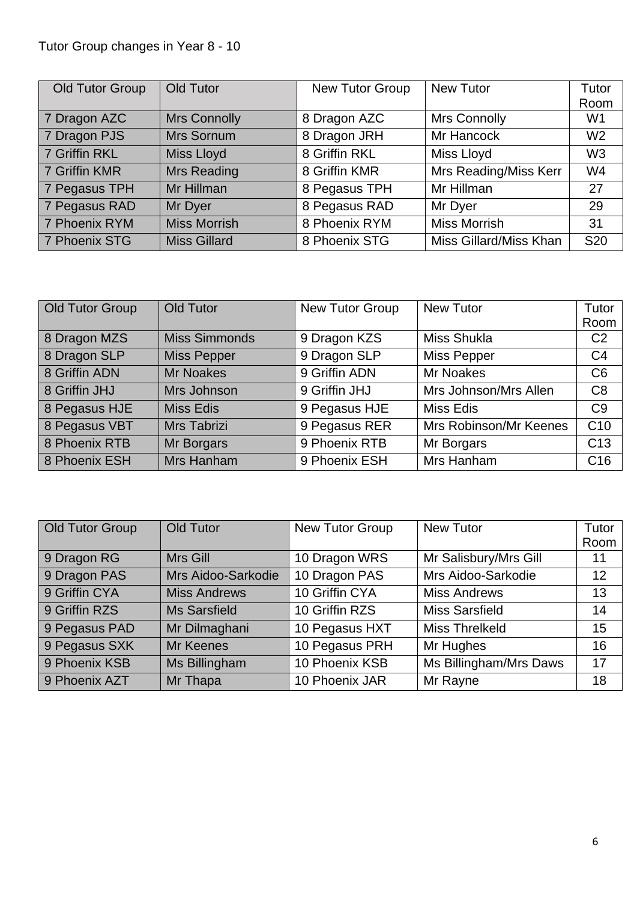Tutor Group changes in Year 8 - 10

| Old Tutor Group | Old Tutor | New Tutor Group | New Tutor | Tutor Room |
|---|---|---|---|---|
| 7 Dragon AZC | Mrs Connolly | 8 Dragon AZC | Mrs Connolly | W1 |
| 7 Dragon PJS | Mrs Sornum | 8 Dragon JRH | Mr Hancock | W2 |
| 7 Griffin RKL | Miss Lloyd | 8 Griffin RKL | Miss Lloyd | W3 |
| 7 Griffin KMR | Mrs Reading | 8 Griffin KMR | Mrs Reading/Miss Kerr | W4 |
| 7 Pegasus TPH | Mr Hillman | 8 Pegasus TPH | Mr Hillman | 27 |
| 7 Pegasus RAD | Mr Dyer | 8 Pegasus RAD | Mr Dyer | 29 |
| 7 Phoenix RYM | Miss Morrish | 8 Phoenix RYM | Miss Morrish | 31 |
| 7 Phoenix STG | Miss Gillard | 8 Phoenix STG | Miss Gillard/Miss Khan | S20 |

| Old Tutor Group | Old Tutor | New Tutor Group | New Tutor | Tutor Room |
|---|---|---|---|---|
| 8 Dragon MZS | Miss Simmonds | 9 Dragon KZS | Miss Shukla | C2 |
| 8 Dragon SLP | Miss Pepper | 9 Dragon SLP | Miss Pepper | C4 |
| 8 Griffin ADN | Mr Noakes | 9 Griffin ADN | Mr Noakes | C6 |
| 8 Griffin JHJ | Mrs Johnson | 9 Griffin JHJ | Mrs Johnson/Mrs Allen | C8 |
| 8 Pegasus HJE | Miss Edis | 9 Pegasus HJE | Miss Edis | C9 |
| 8 Pegasus VBT | Mrs Tabrizi | 9 Pegasus RER | Mrs Robinson/Mr Keenes | C10 |
| 8 Phoenix RTB | Mr Borgars | 9 Phoenix RTB | Mr Borgars | C13 |
| 8 Phoenix ESH | Mrs Hanham | 9 Phoenix ESH | Mrs Hanham | C16 |

| Old Tutor Group | Old Tutor | New Tutor Group | New Tutor | Tutor Room |
|---|---|---|---|---|
| 9 Dragon RG | Mrs Gill | 10 Dragon WRS | Mr Salisbury/Mrs Gill | 11 |
| 9 Dragon PAS | Mrs Aidoo-Sarkodie | 10 Dragon PAS | Mrs Aidoo-Sarkodie | 12 |
| 9 Griffin CYA | Miss Andrews | 10 Griffin CYA | Miss Andrews | 13 |
| 9 Griffin RZS | Ms Sarsfield | 10 Griffin RZS | Miss Sarsfield | 14 |
| 9 Pegasus PAD | Mr Dilmaghani | 10 Pegasus HXT | Miss Threlkeld | 15 |
| 9 Pegasus SXK | Mr Keenes | 10 Pegasus PRH | Mr Hughes | 16 |
| 9 Phoenix KSB | Ms Billingham | 10 Phoenix KSB | Ms Billingham/Mrs Daws | 17 |
| 9 Phoenix AZT | Mr Thapa | 10 Phoenix JAR | Mr Rayne | 18 |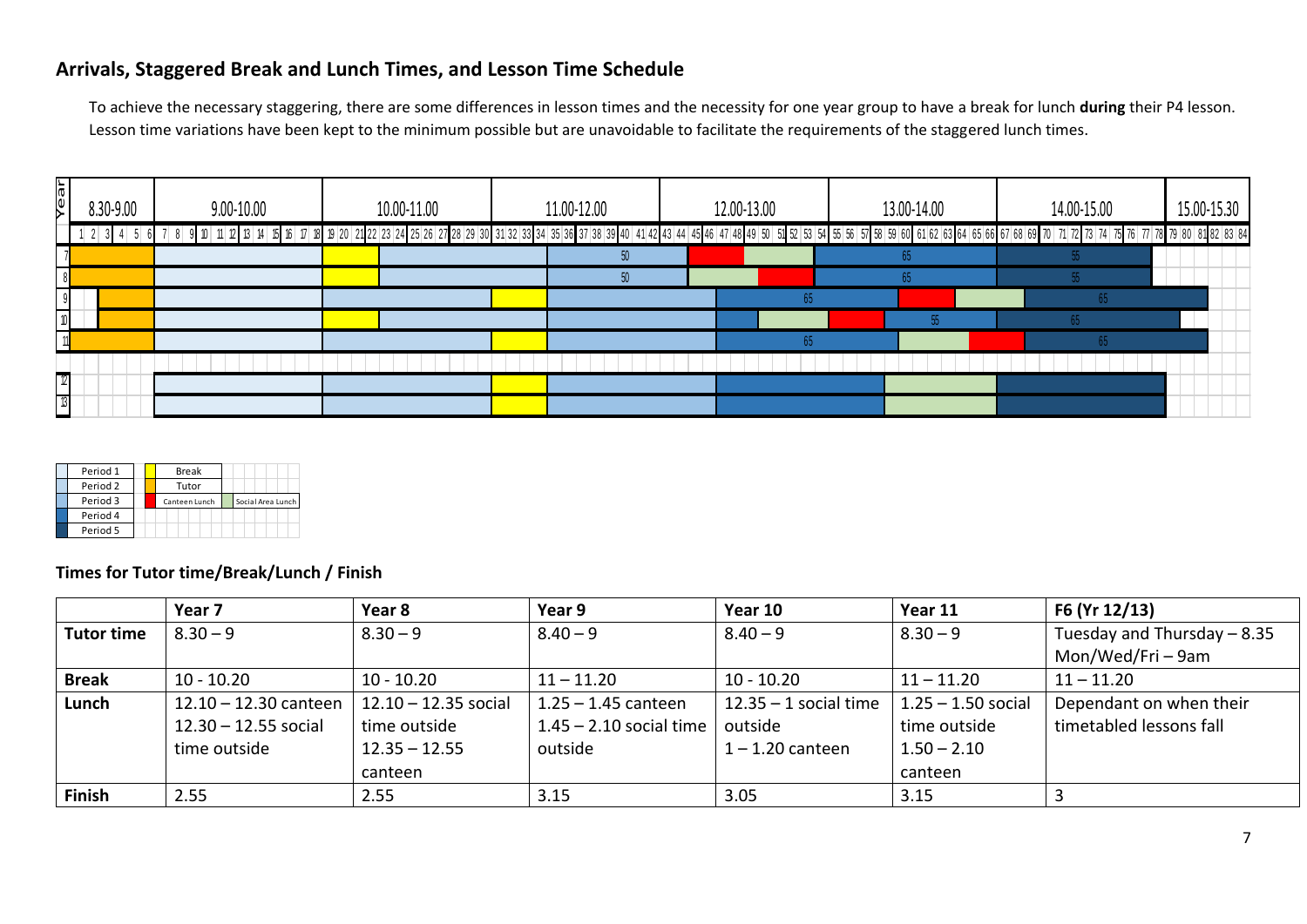## Arrivals, Staggered Break and Lunch Times, and Lesson Time Schedule

To achieve the necessary staggering, there are some differences in lesson times and the necessity for one year group to have a break for lunch **during** their P4 lesson. Lesson time variations have been kept to the minimum possible but are unavoidable to facilitate the requirements of the staggered lunch times.

| Year | 8.30-9.00 | 9.00-10.00 | 10.00-11.00 | 11.00-12.00 | 12.00-13.00 | 13.00-14.00 | 14.00-15.00 | 15.00-15.30 |
|---|---|---|---|---|---|---|---|---|
| 7 | Tutor | Period 1 | Break; Period 2 | Period 3 (50) | Canteen Lunch; Social Area Lunch | Period 4 (65) | Period 5 (55) | |
| 8 | Tutor | Period 1 | Break; Period 2 | Period 3 (50) | Social Area Lunch; Canteen Lunch | Period 4 (65) | Period 5 (55) | |
| 9 | Tutor | Period 1 | Period 2 | Break; Period 3 | Period 4 (65) | Canteen Lunch; Social Area Lunch | Period 5 (65) | |
| 10 | Tutor | Period 1 | Break; Period 2 | Period 3 | Period 4; Social Area Lunch | Canteen Lunch; Period 4 (55) | Period 5 (65) | |
| 11 | Tutor | Period 1 | Period 2 | Break; Period 3 | Period 4 (65) | Social Area Lunch; Canteen Lunch | Period 5 (65) | |
| 12 | | Period 1 | Period 2 | Break; Period 3 | Period 4 | Social Area Lunch | Period 5 | |
| 13 | | Period 1 | Period 2 | Break; Period 3 | Period 4 | Social Area Lunch | Period 5 | |

| Key | | |
|---|---|---|
| Period 1 | Break | |
| Period 2 | Tutor | |
| Period 3 | Canteen Lunch | Social Area Lunch |
| Period 4 | | |
| Period 5 | | |

### Times for Tutor time/Break/Lunch / Finish

| | Year 7 | Year 8 | Year 9 | Year 10 | Year 11 | F6 (Yr 12/13) |
|---|---|---|---|---|---|---|
| **Tutor time** | 8.30 – 9 | 8.30 – 9 | 8.40 – 9 | 8.40 – 9 | 8.30 – 9 | Tuesday and Thursday – 8.35<br>Mon/Wed/Fri – 9am |
| **Break** | 10 - 10.20 | 10 - 10.20 | 11 – 11.20 | 10 - 10.20 | 11 – 11.20 | 11 – 11.20 |
| **Lunch** | 12.10 – 12.30 canteen<br>12.30 – 12.55 social time outside | 12.10 – 12.35 social time outside<br>12.35 – 12.55 canteen | 1.25 – 1.45 canteen<br>1.45 – 2.10 social time outside | 12.35 – 1 social time outside<br>1 – 1.20 canteen | 1.25 – 1.50 social time outside<br>1.50 – 2.10 canteen | Dependant on when their timetabled lessons fall |
| **Finish** | 2.55 | 2.55 | 3.15 | 3.05 | 3.15 | 3 |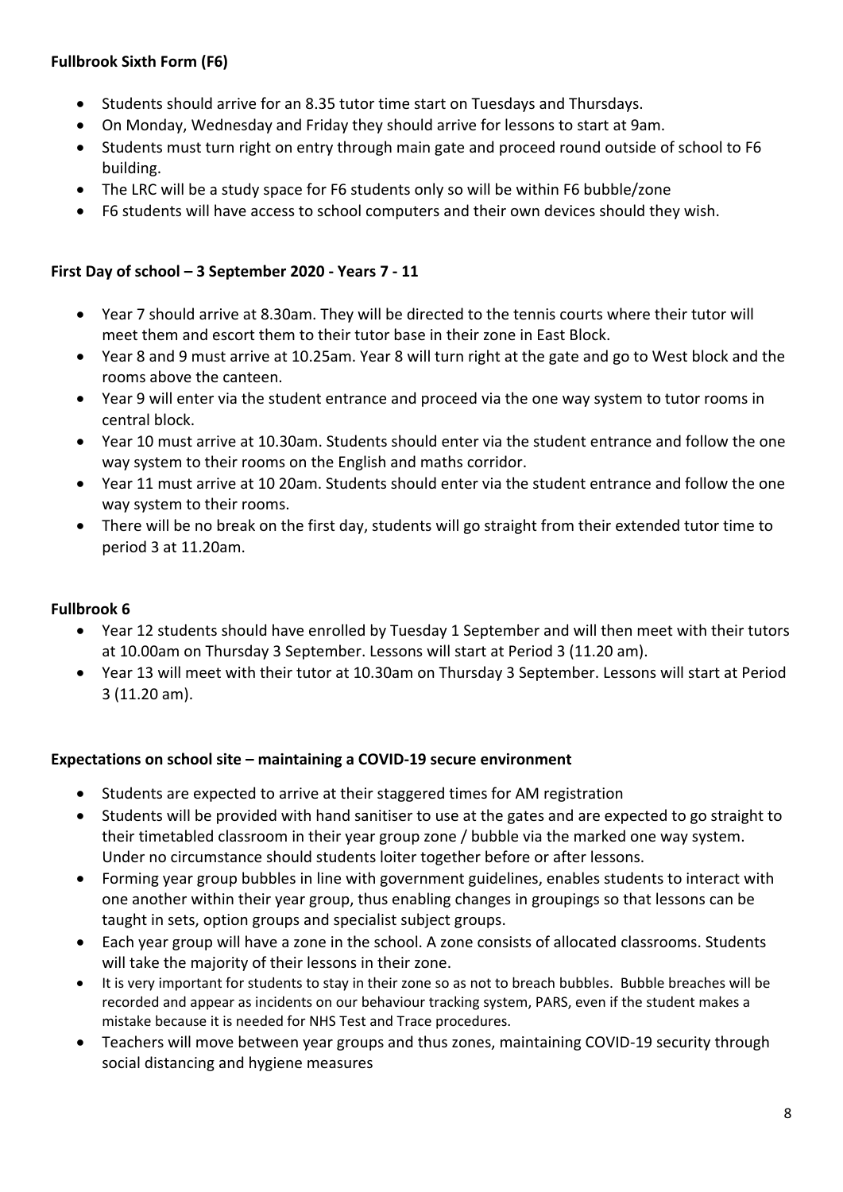**Fullbrook Sixth Form (F6)**

- Students should arrive for an 8.35 tutor time start on Tuesdays and Thursdays.
- On Monday, Wednesday and Friday they should arrive for lessons to start at 9am.
- Students must turn right on entry through main gate and proceed round outside of school to F6 building.
- The LRC will be a study space for F6 students only so will be within F6 bubble/zone
- F6 students will have access to school computers and their own devices should they wish.

**First Day of school – 3 September 2020 - Years 7 - 11**

- Year 7 should arrive at 8.30am. They will be directed to the tennis courts where their tutor will meet them and escort them to their tutor base in their zone in East Block.
- Year 8 and 9 must arrive at 10.25am. Year 8 will turn right at the gate and go to West block and the rooms above the canteen.
- Year 9 will enter via the student entrance and proceed via the one way system to tutor rooms in central block.
- Year 10 must arrive at 10.30am. Students should enter via the student entrance and follow the one way system to their rooms on the English and maths corridor.
- Year 11 must arrive at 10 20am. Students should enter via the student entrance and follow the one way system to their rooms.
- There will be no break on the first day, students will go straight from their extended tutor time to period 3 at 11.20am.

**Fullbrook 6**

- Year 12 students should have enrolled by Tuesday 1 September and will then meet with their tutors at 10.00am on Thursday 3 September. Lessons will start at Period 3 (11.20 am).
- Year 13 will meet with their tutor at 10.30am on Thursday 3 September. Lessons will start at Period 3 (11.20 am).

**Expectations on school site – maintaining a COVID-19 secure environment**

- Students are expected to arrive at their staggered times for AM registration
- Students will be provided with hand sanitiser to use at the gates and are expected to go straight to their timetabled classroom in their year group zone / bubble via the marked one way system. Under no circumstance should students loiter together before or after lessons.
- Forming year group bubbles in line with government guidelines, enables students to interact with one another within their year group, thus enabling changes in groupings so that lessons can be taught in sets, option groups and specialist subject groups.
- Each year group will have a zone in the school. A zone consists of allocated classrooms. Students will take the majority of their lessons in their zone.
- It is very important for students to stay in their zone so as not to breach bubbles. Bubble breaches will be recorded and appear as incidents on our behaviour tracking system, PARS, even if the student makes a mistake because it is needed for NHS Test and Trace procedures.
- Teachers will move between year groups and thus zones, maintaining COVID-19 security through social distancing and hygiene measures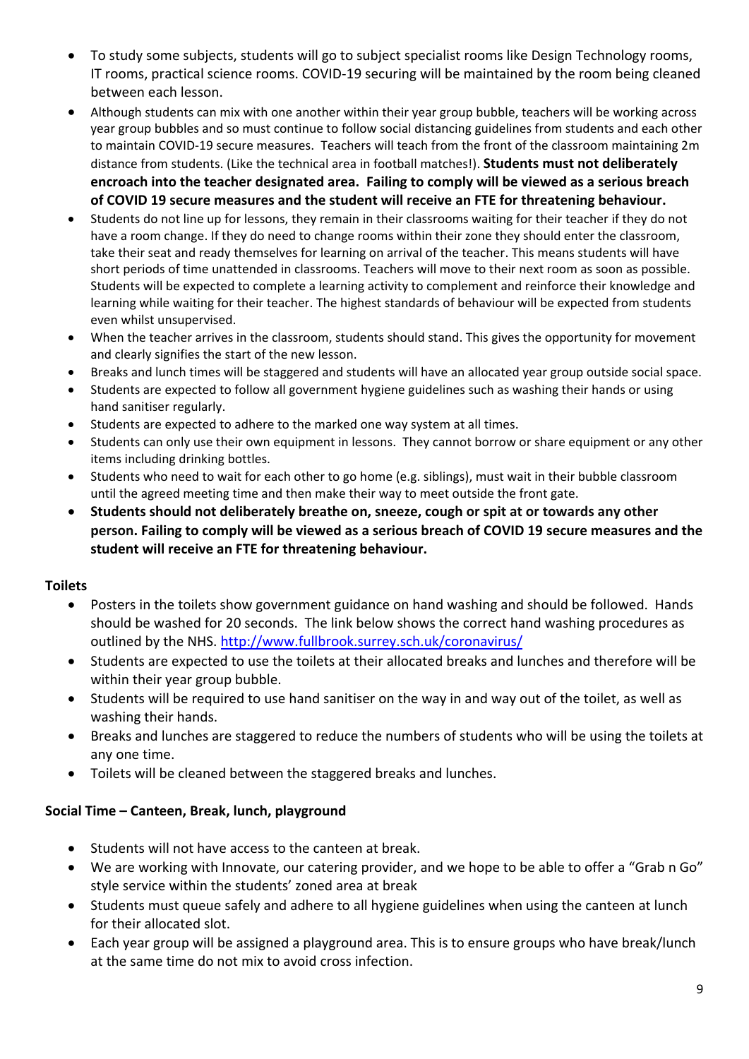- To study some subjects, students will go to subject specialist rooms like Design Technology rooms, IT rooms, practical science rooms. COVID-19 securing will be maintained by the room being cleaned between each lesson.
- Although students can mix with one another within their year group bubble, teachers will be working across year group bubbles and so must continue to follow social distancing guidelines from students and each other to maintain COVID-19 secure measures. Teachers will teach from the front of the classroom maintaining 2m distance from students. (Like the technical area in football matches!). **Students must not deliberately encroach into the teacher designated area. Failing to comply will be viewed as a serious breach of COVID 19 secure measures and the student will receive an FTE for threatening behaviour.**
- Students do not line up for lessons, they remain in their classrooms waiting for their teacher if they do not have a room change. If they do need to change rooms within their zone they should enter the classroom, take their seat and ready themselves for learning on arrival of the teacher. This means students will have short periods of time unattended in classrooms. Teachers will move to their next room as soon as possible. Students will be expected to complete a learning activity to complement and reinforce their knowledge and learning while waiting for their teacher. The highest standards of behaviour will be expected from students even whilst unsupervised.
- When the teacher arrives in the classroom, students should stand. This gives the opportunity for movement and clearly signifies the start of the new lesson.
- Breaks and lunch times will be staggered and students will have an allocated year group outside social space.
- Students are expected to follow all government hygiene guidelines such as washing their hands or using hand sanitiser regularly.
- Students are expected to adhere to the marked one way system at all times.
- Students can only use their own equipment in lessons. They cannot borrow or share equipment or any other items including drinking bottles.
- Students who need to wait for each other to go home (e.g. siblings), must wait in their bubble classroom until the agreed meeting time and then make their way to meet outside the front gate.
- **Students should not deliberately breathe on, sneeze, cough or spit at or towards any other person. Failing to comply will be viewed as a serious breach of COVID 19 secure measures and the student will receive an FTE for threatening behaviour.**

### Toilets

- Posters in the toilets show government guidance on hand washing and should be followed. Hands should be washed for 20 seconds. The link below shows the correct hand washing procedures as outlined by the NHS. [http://www.fullbrook.surrey.sch.uk/coronavirus/](http://www.fullbrook.surrey.sch.uk/coronavirus/)
- Students are expected to use the toilets at their allocated breaks and lunches and therefore will be within their year group bubble.
- Students will be required to use hand sanitiser on the way in and way out of the toilet, as well as washing their hands.
- Breaks and lunches are staggered to reduce the numbers of students who will be using the toilets at any one time.
- Toilets will be cleaned between the staggered breaks and lunches.

### Social Time – Canteen, Break, lunch, playground

- Students will not have access to the canteen at break.
- We are working with Innovate, our catering provider, and we hope to be able to offer a "Grab n Go" style service within the students' zoned area at break
- Students must queue safely and adhere to all hygiene guidelines when using the canteen at lunch for their allocated slot.
- Each year group will be assigned a playground area. This is to ensure groups who have break/lunch at the same time do not mix to avoid cross infection.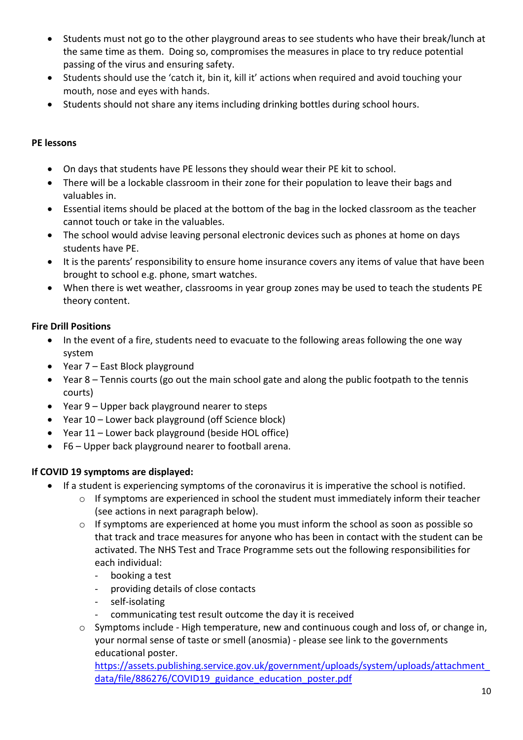- Students must not go to the other playground areas to see students who have their break/lunch at the same time as them. Doing so, compromises the measures in place to try reduce potential passing of the virus and ensuring safety.
- Students should use the 'catch it, bin it, kill it' actions when required and avoid touching your mouth, nose and eyes with hands.
- Students should not share any items including drinking bottles during school hours.

**PE lessons**

- On days that students have PE lessons they should wear their PE kit to school.
- There will be a lockable classroom in their zone for their population to leave their bags and valuables in.
- Essential items should be placed at the bottom of the bag in the locked classroom as the teacher cannot touch or take in the valuables.
- The school would advise leaving personal electronic devices such as phones at home on days students have PE.
- It is the parents' responsibility to ensure home insurance covers any items of value that have been brought to school e.g. phone, smart watches.
- When there is wet weather, classrooms in year group zones may be used to teach the students PE theory content.

**Fire Drill Positions**

- In the event of a fire, students need to evacuate to the following areas following the one way system
- Year 7 – East Block playground
- Year 8 – Tennis courts (go out the main school gate and along the public footpath to the tennis courts)
- Year 9 – Upper back playground nearer to steps
- Year 10 – Lower back playground (off Science block)
- Year 11 – Lower back playground (beside HOL office)
- F6 – Upper back playground nearer to football arena.

**If COVID 19 symptoms are displayed:**

- If a student is experiencing symptoms of the coronavirus it is imperative the school is notified.
    - If symptoms are experienced in school the student must immediately inform their teacher (see actions in next paragraph below).
    - If symptoms are experienced at home you must inform the school as soon as possible so that track and trace measures for anyone who has been in contact with the student can be activated. The NHS Test and Trace Programme sets out the following responsibilities for each individual:
        - booking a test
        - providing details of close contacts
        - self-isolating
        - communicating test result outcome the day it is received
    - Symptoms include - High temperature, new and continuous cough and loss of, or change in, your normal sense of taste or smell (anosmia) - please see link to the governments educational poster. https://assets.publishing.service.gov.uk/government/uploads/system/uploads/attachment_data/file/886276/COVID19_guidance_education_poster.pdf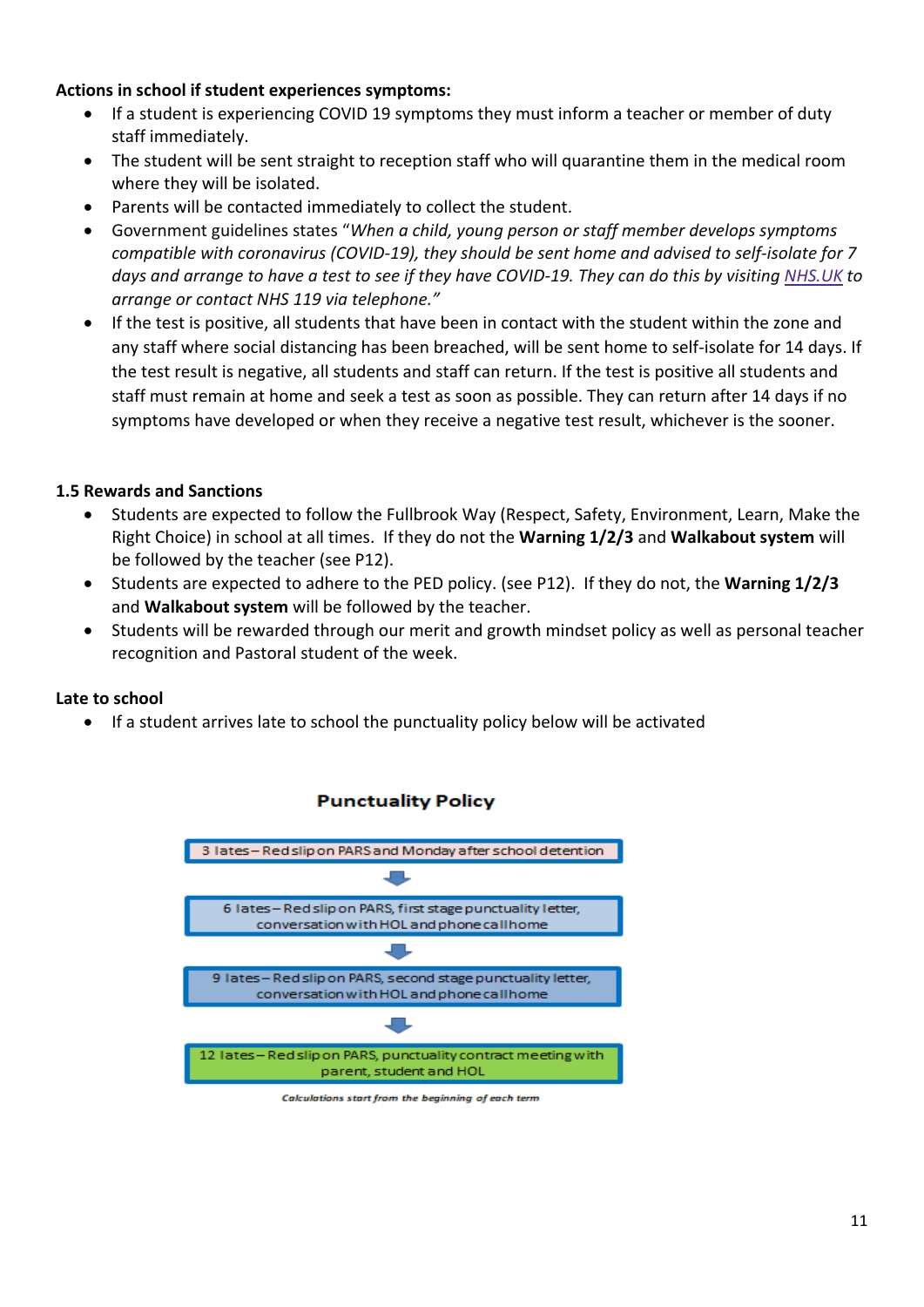**Actions in school if student experiences symptoms:**

- If a student is experiencing COVID 19 symptoms they must inform a teacher or member of duty staff immediately.
- The student will be sent straight to reception staff who will quarantine them in the medical room where they will be isolated.
- Parents will be contacted immediately to collect the student.
- Government guidelines states "*When a child, young person or staff member develops symptoms compatible with coronavirus (COVID-19), they should be sent home and advised to self-isolate for 7 days and arrange to have a test to see if they have COVID-19. They can do this by visiting NHS.UK to arrange or contact NHS 119 via telephone.*"
- If the test is positive, all students that have been in contact with the student within the zone and any staff where social distancing has been breached, will be sent home to self-isolate for 14 days. If the test result is negative, all students and staff can return. If the test is positive all students and staff must remain at home and seek a test as soon as possible. They can return after 14 days if no symptoms have developed or when they receive a negative test result, whichever is the sooner.

**1.5 Rewards and Sanctions**

- Students are expected to follow the Fullbrook Way (Respect, Safety, Environment, Learn, Make the Right Choice) in school at all times. If they do not the **Warning 1/2/3** and **Walkabout system** will be followed by the teacher (see P12).
- Students are expected to adhere to the PED policy. (see P12). If they do not, the **Warning 1/2/3** and **Walkabout system** will be followed by the teacher.
- Students will be rewarded through our merit and growth mindset policy as well as personal teacher recognition and Pastoral student of the week.

**Late to school**

- If a student arrives late to school the punctuality policy below will be activated

**Punctuality Policy**

3 lates – Red slip on PARS and Monday after school detention

↓

6 lates – Red slip on PARS, first stage punctuality letter, conversation with HOL and phone call home

↓

9 lates – Red slip on PARS, second stage punctuality letter, conversation with HOL and phone call home

↓

12 lates – Red slip on PARS, punctuality contract meeting with parent, student and HOL

*Calculations start from the beginning of each term*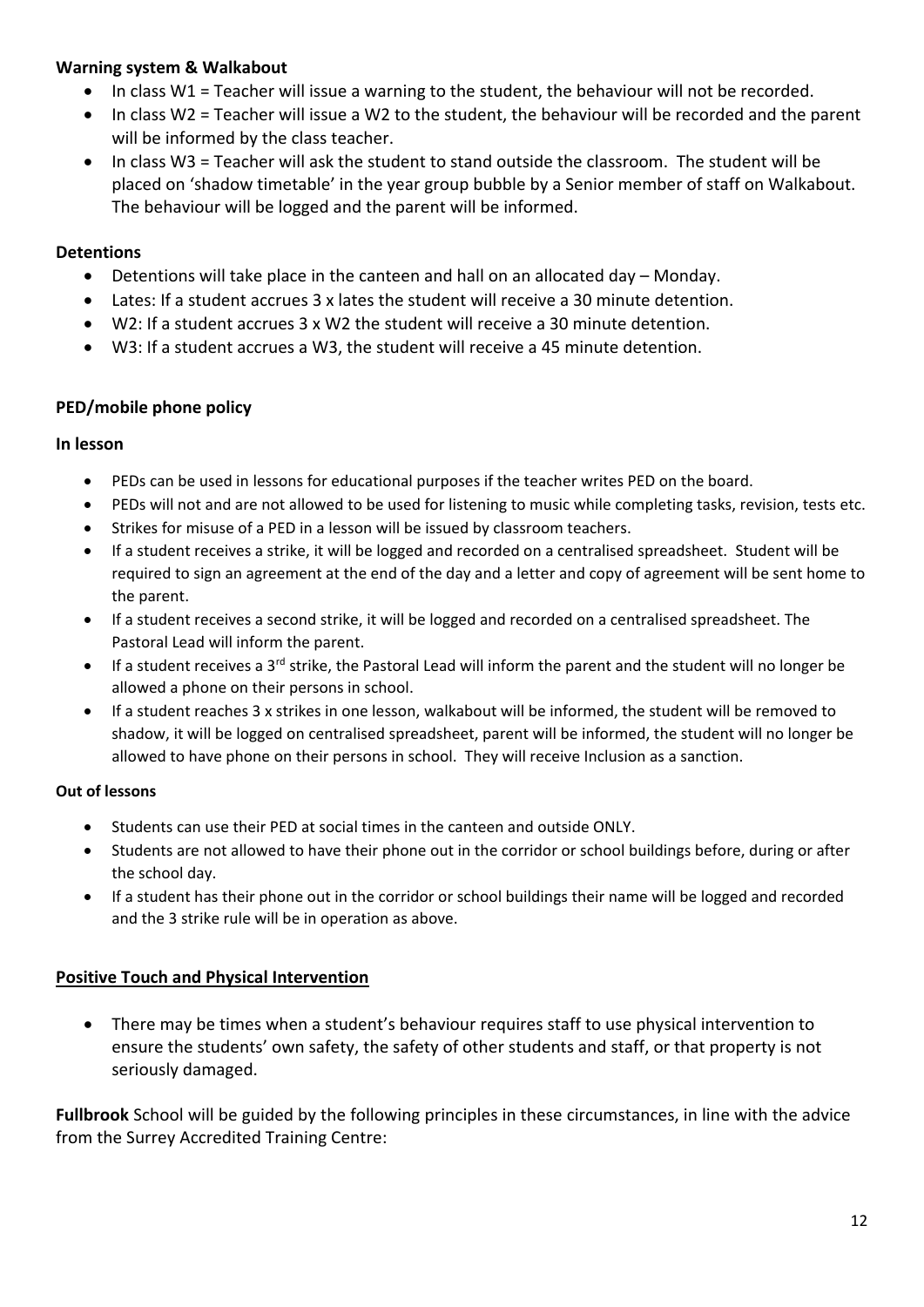**Warning system & Walkabout**

- In class W1 = Teacher will issue a warning to the student, the behaviour will not be recorded.
- In class W2 = Teacher will issue a W2 to the student, the behaviour will be recorded and the parent will be informed by the class teacher.
- In class W3 = Teacher will ask the student to stand outside the classroom. The student will be placed on 'shadow timetable' in the year group bubble by a Senior member of staff on Walkabout. The behaviour will be logged and the parent will be informed.

**Detentions**

- Detentions will take place in the canteen and hall on an allocated day – Monday.
- Lates: If a student accrues 3 x lates the student will receive a 30 minute detention.
- W2: If a student accrues 3 x W2 the student will receive a 30 minute detention.
- W3: If a student accrues a W3, the student will receive a 45 minute detention.

**PED/mobile phone policy**

**In lesson**

- PEDs can be used in lessons for educational purposes if the teacher writes PED on the board.
- PEDs will not and are not allowed to be used for listening to music while completing tasks, revision, tests etc.
- Strikes for misuse of a PED in a lesson will be issued by classroom teachers.
- If a student receives a strike, it will be logged and recorded on a centralised spreadsheet. Student will be required to sign an agreement at the end of the day and a letter and copy of agreement will be sent home to the parent.
- If a student receives a second strike, it will be logged and recorded on a centralised spreadsheet. The Pastoral Lead will inform the parent.
- If a student receives a 3rd strike, the Pastoral Lead will inform the parent and the student will no longer be allowed a phone on their persons in school.
- If a student reaches 3 x strikes in one lesson, walkabout will be informed, the student will be removed to shadow, it will be logged on centralised spreadsheet, parent will be informed, the student will no longer be allowed to have phone on their persons in school. They will receive Inclusion as a sanction.

**Out of lessons**

- Students can use their PED at social times in the canteen and outside ONLY.
- Students are not allowed to have their phone out in the corridor or school buildings before, during or after the school day.
- If a student has their phone out in the corridor or school buildings their name will be logged and recorded and the 3 strike rule will be in operation as above.

**Positive Touch and Physical Intervention**

- There may be times when a student's behaviour requires staff to use physical intervention to ensure the students' own safety, the safety of other students and staff, or that property is not seriously damaged.

**Fullbrook** School will be guided by the following principles in these circumstances, in line with the advice from the Surrey Accredited Training Centre: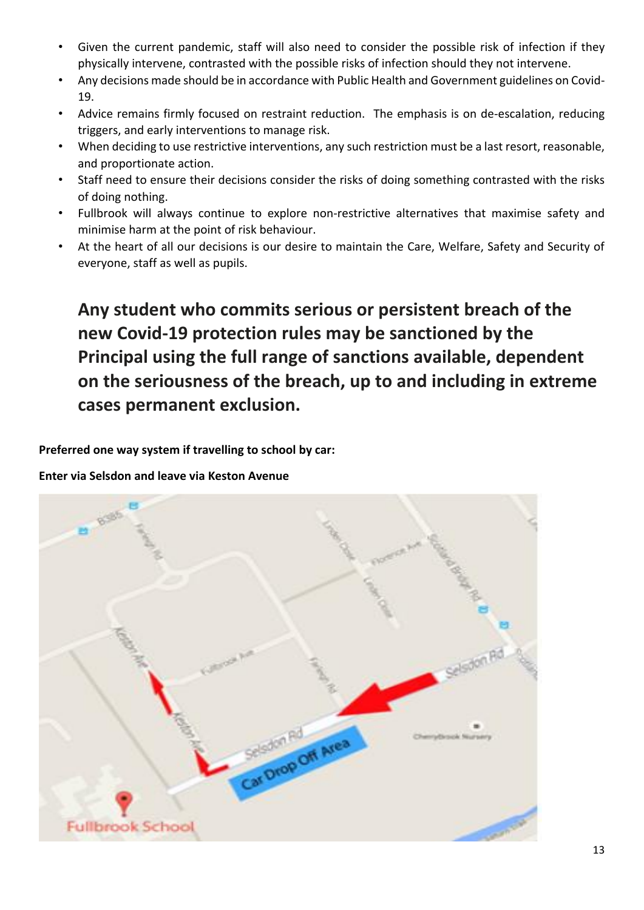- Given the current pandemic, staff will also need to consider the possible risk of infection if they physically intervene, contrasted with the possible risks of infection should they not intervene.
- Any decisions made should be in accordance with Public Health and Government guidelines on Covid-19.
- Advice remains firmly focused on restraint reduction. The emphasis is on de-escalation, reducing triggers, and early interventions to manage risk.
- When deciding to use restrictive interventions, any such restriction must be a last resort, reasonable, and proportionate action.
- Staff need to ensure their decisions consider the risks of doing something contrasted with the risks of doing nothing.
- Fullbrook will always continue to explore non-restrictive alternatives that maximise safety and minimise harm at the point of risk behaviour.
- At the heart of all our decisions is our desire to maintain the Care, Welfare, Safety and Security of everyone, staff as well as pupils.

## Any student who commits serious or persistent breach of the new Covid-19 protection rules may be sanctioned by the Principal using the full range of sanctions available, dependent on the seriousness of the breach, up to and including in extreme cases permanent exclusion.

**Preferred one way system if travelling to school by car:**

**Enter via Selsdon and leave via Keston Avenue**

B385
Fairleigh Rd
Keston Ave
Fullbrook Ave
Linden Close
Florence Ave
Scotland Bridge Rd
Selsdon Rd
Cherrybrook Nursery
Car Drop Off Area
Fullbrook School